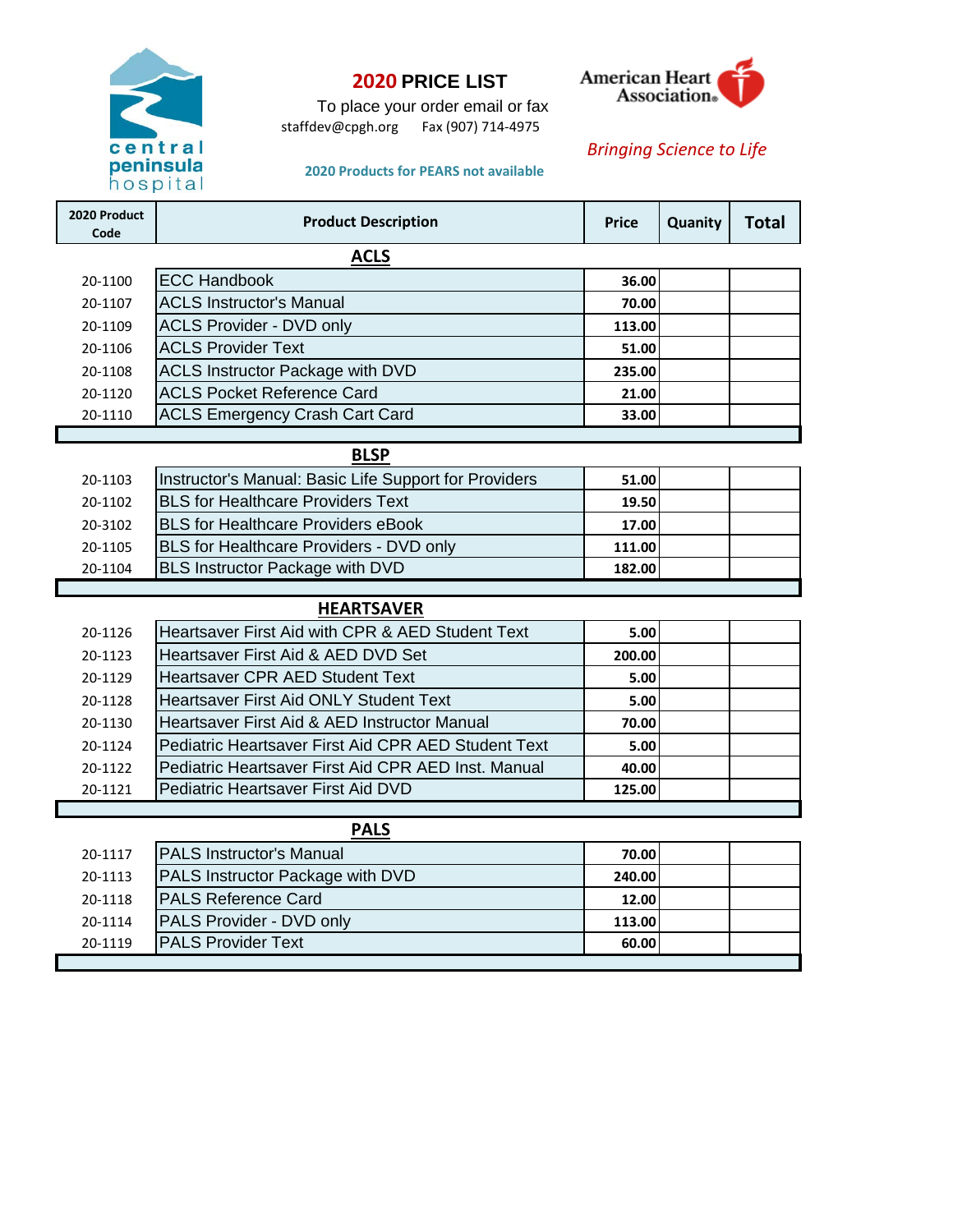central peninsula hospital

# 2020 PRICE LIST

To place your order email or fax

staffdev@cpgh.org Fax (907) 714-4975

American Heart Association®

*Bringing Science to Life*

**2020 Products for PEARS not available**

| 2020 Product Code | Product Description | Price | Quanity | Total |
|---|---|---|---|---|
| | **ACLS** | | | |
| 20-1100 | ECC Handbook | 36.00 | | |
| 20-1107 | ACLS Instructor's Manual | 70.00 | | |
| 20-1109 | ACLS Provider - DVD only | 113.00 | | |
| 20-1106 | ACLS Provider Text | 51.00 | | |
| 20-1108 | ACLS Instructor Package with DVD | 235.00 | | |
| 20-1120 | ACLS Pocket Reference Card | 21.00 | | |
| 20-1110 | ACLS Emergency Crash Cart Card | 33.00 | | |
| | **BLSP** | | | |
| 20-1103 | Instructor's Manual: Basic Life Support for Providers | 51.00 | | |
| 20-1102 | BLS for Healthcare Providers Text | 19.50 | | |
| 20-3102 | BLS for Healthcare Providers eBook | 17.00 | | |
| 20-1105 | BLS for Healthcare Providers - DVD only | 111.00 | | |
| 20-1104 | BLS Instructor Package with DVD | 182.00 | | |
| | **HEARTSAVER** | | | |
| 20-1126 | Heartsaver First Aid with CPR & AED Student Text | 5.00 | | |
| 20-1123 | Heartsaver First Aid & AED DVD Set | 200.00 | | |
| 20-1129 | Heartsaver CPR AED Student Text | 5.00 | | |
| 20-1128 | Heartsaver First Aid ONLY Student Text | 5.00 | | |
| 20-1130 | Heartsaver First Aid & AED Instructor Manual | 70.00 | | |
| 20-1124 | Pediatric Heartsaver First Aid CPR AED Student Text | 5.00 | | |
| 20-1122 | Pediatric Heartsaver First Aid CPR AED Inst. Manual | 40.00 | | |
| 20-1121 | Pediatric Heartsaver First Aid DVD | 125.00 | | |
| | **PALS** | | | |
| 20-1117 | PALS Instructor's Manual | 70.00 | | |
| 20-1113 | PALS Instructor Package with DVD | 240.00 | | |
| 20-1118 | PALS Reference Card | 12.00 | | |
| 20-1114 | PALS Provider - DVD only | 113.00 | | |
| 20-1119 | PALS Provider Text | 60.00 | | |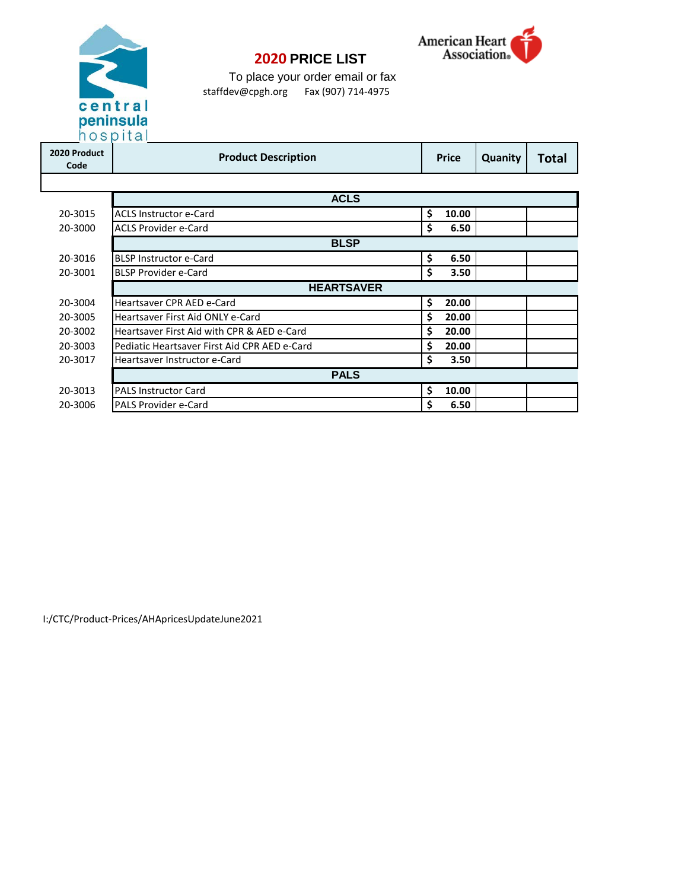central peninsula hospital

American Heart Association

## 2020 PRICE LIST

To place your order email or fax

staffdev@cpgh.org Fax (907) 714-4975

| 2020 Product Code | Product Description | Price | Quanity | Total |
|---|---|---|---|---|
| | **ACLS** | | | |
| 20-3015 | ACLS Instructor e-Card | $ 10.00 | | |
| 20-3000 | ACLS Provider e-Card | $ 6.50 | | |
| | **BLSP** | | | |
| 20-3016 | BLSP Instructor e-Card | $ 6.50 | | |
| 20-3001 | BLSP Provider e-Card | $ 3.50 | | |
| | **HEARTSAVER** | | | |
| 20-3004 | Heartsaver CPR AED e-Card | $ 20.00 | | |
| 20-3005 | Heartsaver First Aid ONLY e-Card | $ 20.00 | | |
| 20-3002 | Heartsaver First Aid with CPR & AED e-Card | $ 20.00 | | |
| 20-3003 | Pediatic Heartsaver First Aid CPR AED e-Card | $ 20.00 | | |
| 20-3017 | Heartsaver Instructor e-Card | $ 3.50 | | |
| | **PALS** | | | |
| 20-3013 | PALS Instructor Card | $ 10.00 | | |
| 20-3006 | PALS Provider e-Card | $ 6.50 | | |

I:/CTC/Product-Prices/AHApricesUpdateJune2021